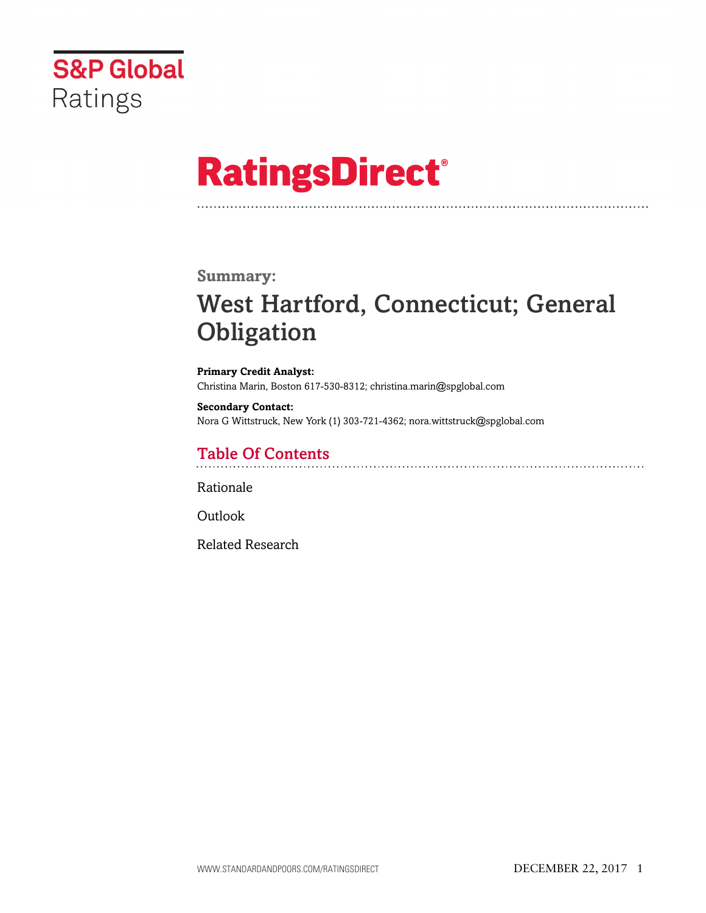S&P Global Ratings

# RatingsDirect®

## Summary:

# West Hartford, Connecticut; General Obligation

**Primary Credit Analyst:**
Christina Marin, Boston 617-530-8312; christina.marin@spglobal.com

**Secondary Contact:**
Nora G Wittstruck, New York (1) 303-721-4362; nora.wittstruck@spglobal.com

## Table Of Contents

Rationale

Outlook

Related Research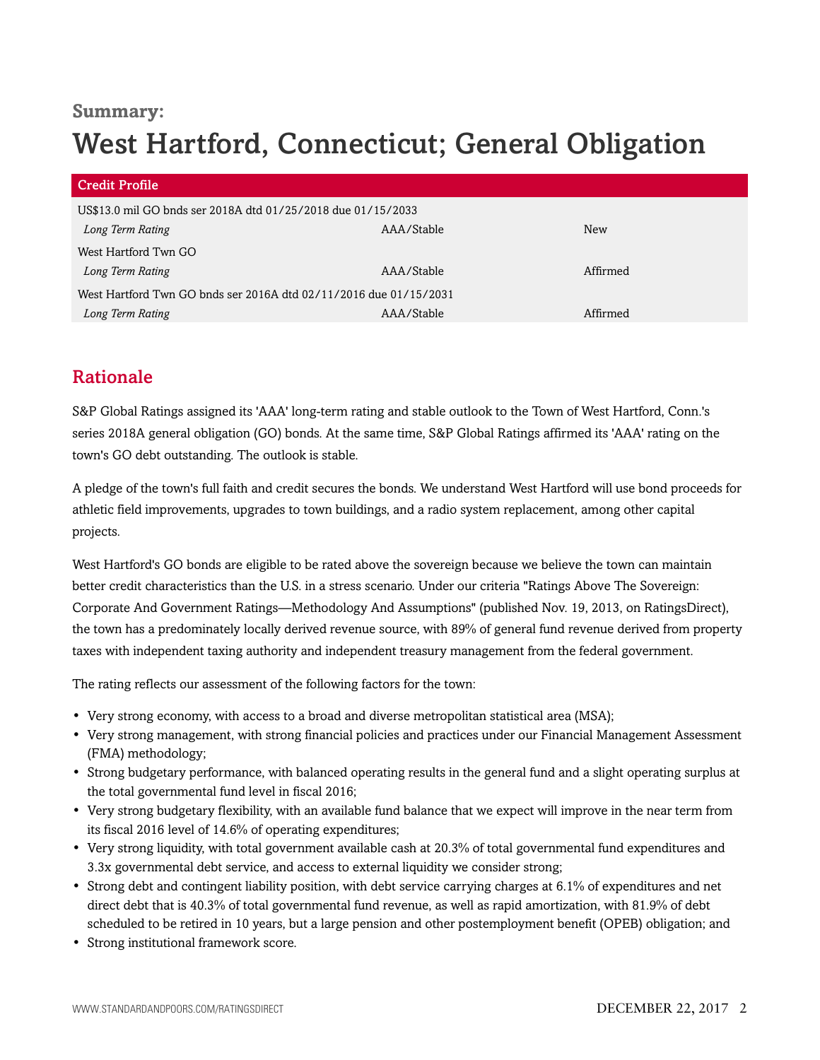**Summary:**

# West Hartford, Connecticut; General Obligation

| Credit Profile | | |
|---|---|---|
| US$13.0 mil GO bnds ser 2018A dtd 01/25/2018 due 01/15/2033 | | |
| *Long Term Rating* | AAA/Stable | New |
| West Hartford Twn GO | | |
| *Long Term Rating* | AAA/Stable | Affirmed |
| West Hartford Twn GO bnds ser 2016A dtd 02/11/2016 due 01/15/2031 | | |
| *Long Term Rating* | AAA/Stable | Affirmed |

## Rationale

S&P Global Ratings assigned its 'AAA' long-term rating and stable outlook to the Town of West Hartford, Conn.'s series 2018A general obligation (GO) bonds. At the same time, S&P Global Ratings affirmed its 'AAA' rating on the town's GO debt outstanding. The outlook is stable.

A pledge of the town's full faith and credit secures the bonds. We understand West Hartford will use bond proceeds for athletic field improvements, upgrades to town buildings, and a radio system replacement, among other capital projects.

West Hartford's GO bonds are eligible to be rated above the sovereign because we believe the town can maintain better credit characteristics than the U.S. in a stress scenario. Under our criteria "Ratings Above The Sovereign: Corporate And Government Ratings—Methodology And Assumptions" (published Nov. 19, 2013, on RatingsDirect), the town has a predominately locally derived revenue source, with 89% of general fund revenue derived from property taxes with independent taxing authority and independent treasury management from the federal government.

The rating reflects our assessment of the following factors for the town:

- Very strong economy, with access to a broad and diverse metropolitan statistical area (MSA);
- Very strong management, with strong financial policies and practices under our Financial Management Assessment (FMA) methodology;
- Strong budgetary performance, with balanced operating results in the general fund and a slight operating surplus at the total governmental fund level in fiscal 2016;
- Very strong budgetary flexibility, with an available fund balance that we expect will improve in the near term from its fiscal 2016 level of 14.6% of operating expenditures;
- Very strong liquidity, with total government available cash at 20.3% of total governmental fund expenditures and 3.3x governmental debt service, and access to external liquidity we consider strong;
- Strong debt and contingent liability position, with debt service carrying charges at 6.1% of expenditures and net direct debt that is 40.3% of total governmental fund revenue, as well as rapid amortization, with 81.9% of debt scheduled to be retired in 10 years, but a large pension and other postemployment benefit (OPEB) obligation; and
- Strong institutional framework score.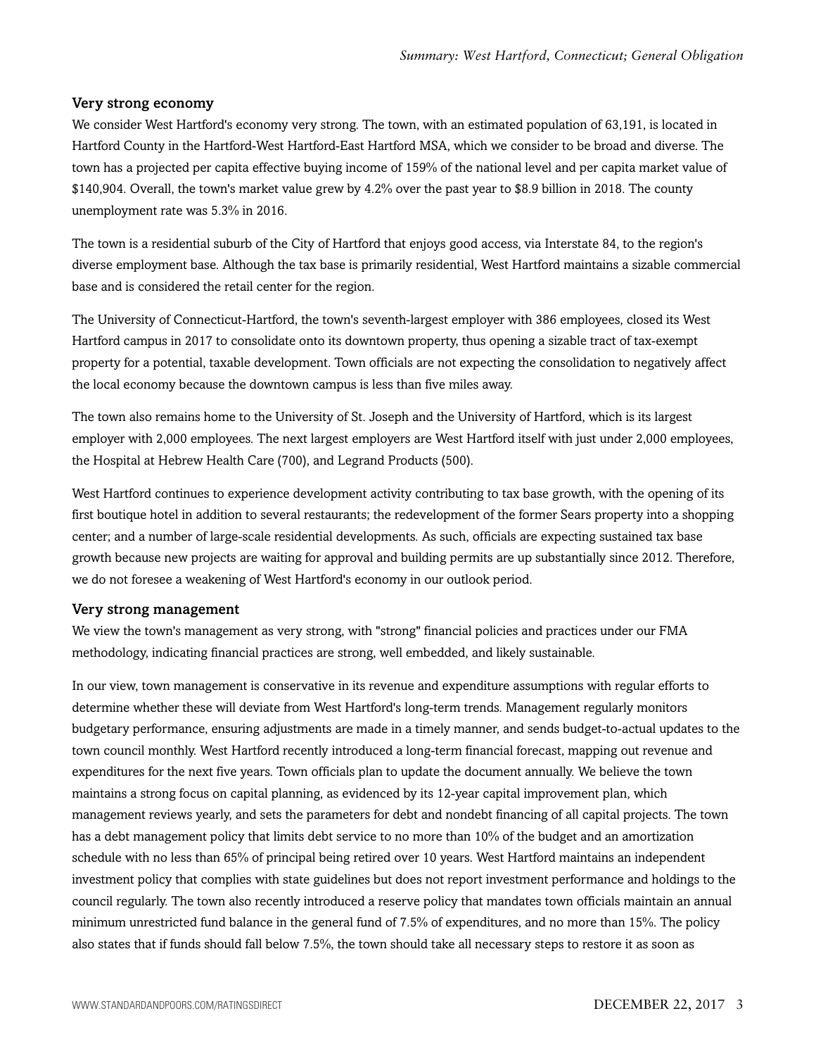### Very strong economy

We consider West Hartford's economy very strong. The town, with an estimated population of 63,191, is located in Hartford County in the Hartford-West Hartford-East Hartford MSA, which we consider to be broad and diverse. The town has a projected per capita effective buying income of 159% of the national level and per capita market value of $140,904. Overall, the town's market value grew by 4.2% over the past year to $8.9 billion in 2018. The county unemployment rate was 5.3% in 2016.

The town is a residential suburb of the City of Hartford that enjoys good access, via Interstate 84, to the region's diverse employment base. Although the tax base is primarily residential, West Hartford maintains a sizable commercial base and is considered the retail center for the region.

The University of Connecticut-Hartford, the town's seventh-largest employer with 386 employees, closed its West Hartford campus in 2017 to consolidate onto its downtown property, thus opening a sizable tract of tax-exempt property for a potential, taxable development. Town officials are not expecting the consolidation to negatively affect the local economy because the downtown campus is less than five miles away.

The town also remains home to the University of St. Joseph and the University of Hartford, which is its largest employer with 2,000 employees. The next largest employers are West Hartford itself with just under 2,000 employees, the Hospital at Hebrew Health Care (700), and Legrand Products (500).

West Hartford continues to experience development activity contributing to tax base growth, with the opening of its first boutique hotel in addition to several restaurants; the redevelopment of the former Sears property into a shopping center; and a number of large-scale residential developments. As such, officials are expecting sustained tax base growth because new projects are waiting for approval and building permits are up substantially since 2012. Therefore, we do not foresee a weakening of West Hartford's economy in our outlook period.

### Very strong management

We view the town's management as very strong, with "strong" financial policies and practices under our FMA methodology, indicating financial practices are strong, well embedded, and likely sustainable.

In our view, town management is conservative in its revenue and expenditure assumptions with regular efforts to determine whether these will deviate from West Hartford's long-term trends. Management regularly monitors budgetary performance, ensuring adjustments are made in a timely manner, and sends budget-to-actual updates to the town council monthly. West Hartford recently introduced a long-term financial forecast, mapping out revenue and expenditures for the next five years. Town officials plan to update the document annually. We believe the town maintains a strong focus on capital planning, as evidenced by its 12-year capital improvement plan, which management reviews yearly, and sets the parameters for debt and nondebt financing of all capital projects. The town has a debt management policy that limits debt service to no more than 10% of the budget and an amortization schedule with no less than 65% of principal being retired over 10 years. West Hartford maintains an independent investment policy that complies with state guidelines but does not report investment performance and holdings to the council regularly. The town also recently introduced a reserve policy that mandates town officials maintain an annual minimum unrestricted fund balance in the general fund of 7.5% of expenditures, and no more than 15%. The policy also states that if funds should fall below 7.5%, the town should take all necessary steps to restore it as soon as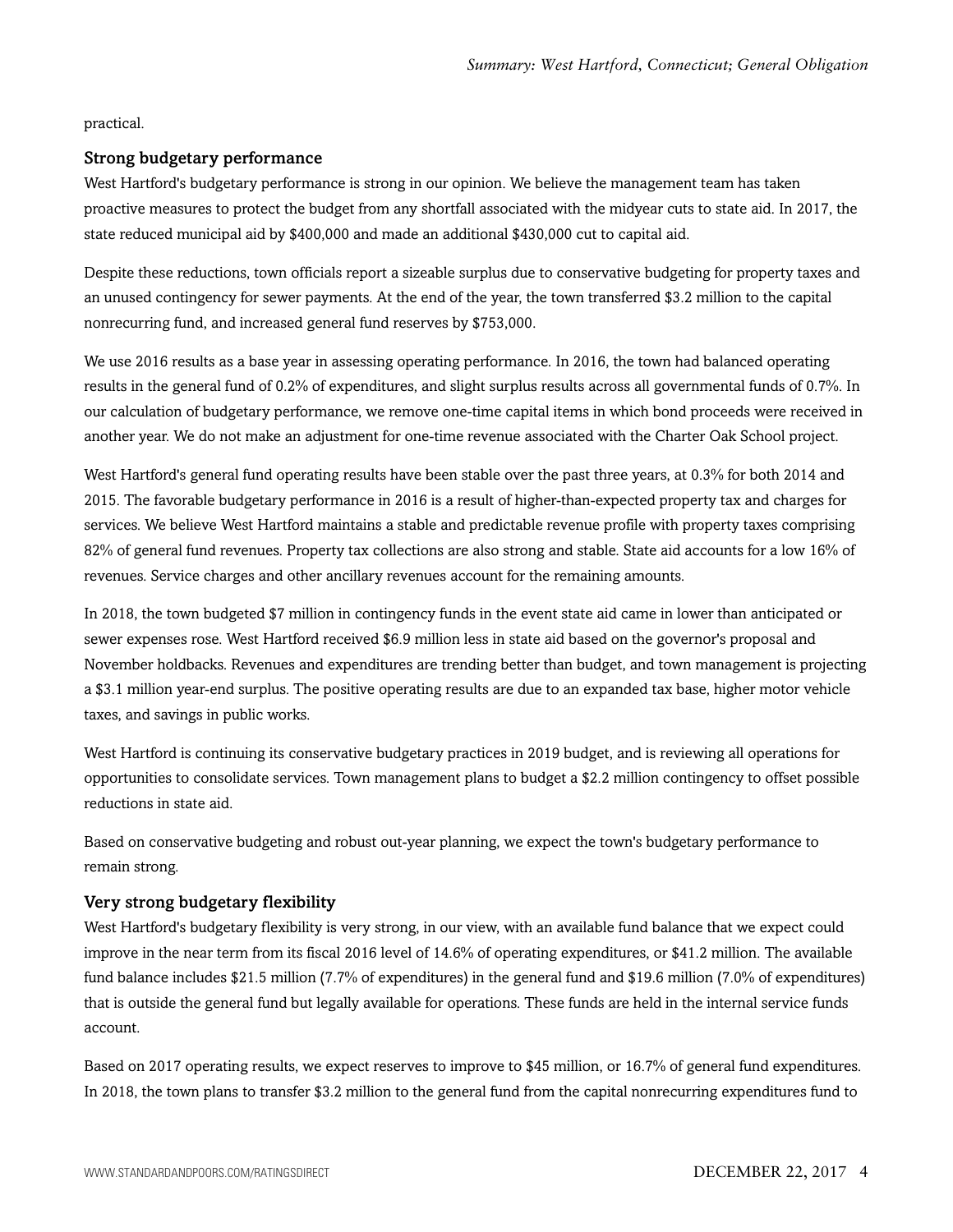practical.

### Strong budgetary performance

West Hartford's budgetary performance is strong in our opinion. We believe the management team has taken proactive measures to protect the budget from any shortfall associated with the midyear cuts to state aid. In 2017, the state reduced municipal aid by $400,000 and made an additional $430,000 cut to capital aid.

Despite these reductions, town officials report a sizeable surplus due to conservative budgeting for property taxes and an unused contingency for sewer payments. At the end of the year, the town transferred $3.2 million to the capital nonrecurring fund, and increased general fund reserves by $753,000.

We use 2016 results as a base year in assessing operating performance. In 2016, the town had balanced operating results in the general fund of 0.2% of expenditures, and slight surplus results across all governmental funds of 0.7%. In our calculation of budgetary performance, we remove one-time capital items in which bond proceeds were received in another year. We do not make an adjustment for one-time revenue associated with the Charter Oak School project.

West Hartford's general fund operating results have been stable over the past three years, at 0.3% for both 2014 and 2015. The favorable budgetary performance in 2016 is a result of higher-than-expected property tax and charges for services. We believe West Hartford maintains a stable and predictable revenue profile with property taxes comprising 82% of general fund revenues. Property tax collections are also strong and stable. State aid accounts for a low 16% of revenues. Service charges and other ancillary revenues account for the remaining amounts.

In 2018, the town budgeted $7 million in contingency funds in the event state aid came in lower than anticipated or sewer expenses rose. West Hartford received $6.9 million less in state aid based on the governor's proposal and November holdbacks. Revenues and expenditures are trending better than budget, and town management is projecting a $3.1 million year-end surplus. The positive operating results are due to an expanded tax base, higher motor vehicle taxes, and savings in public works.

West Hartford is continuing its conservative budgetary practices in 2019 budget, and is reviewing all operations for opportunities to consolidate services. Town management plans to budget a $2.2 million contingency to offset possible reductions in state aid.

Based on conservative budgeting and robust out-year planning, we expect the town's budgetary performance to remain strong.

### Very strong budgetary flexibility

West Hartford's budgetary flexibility is very strong, in our view, with an available fund balance that we expect could improve in the near term from its fiscal 2016 level of 14.6% of operating expenditures, or $41.2 million. The available fund balance includes $21.5 million (7.7% of expenditures) in the general fund and $19.6 million (7.0% of expenditures) that is outside the general fund but legally available for operations. These funds are held in the internal service funds account.

Based on 2017 operating results, we expect reserves to improve to $45 million, or 16.7% of general fund expenditures. In 2018, the town plans to transfer $3.2 million to the general fund from the capital nonrecurring expenditures fund to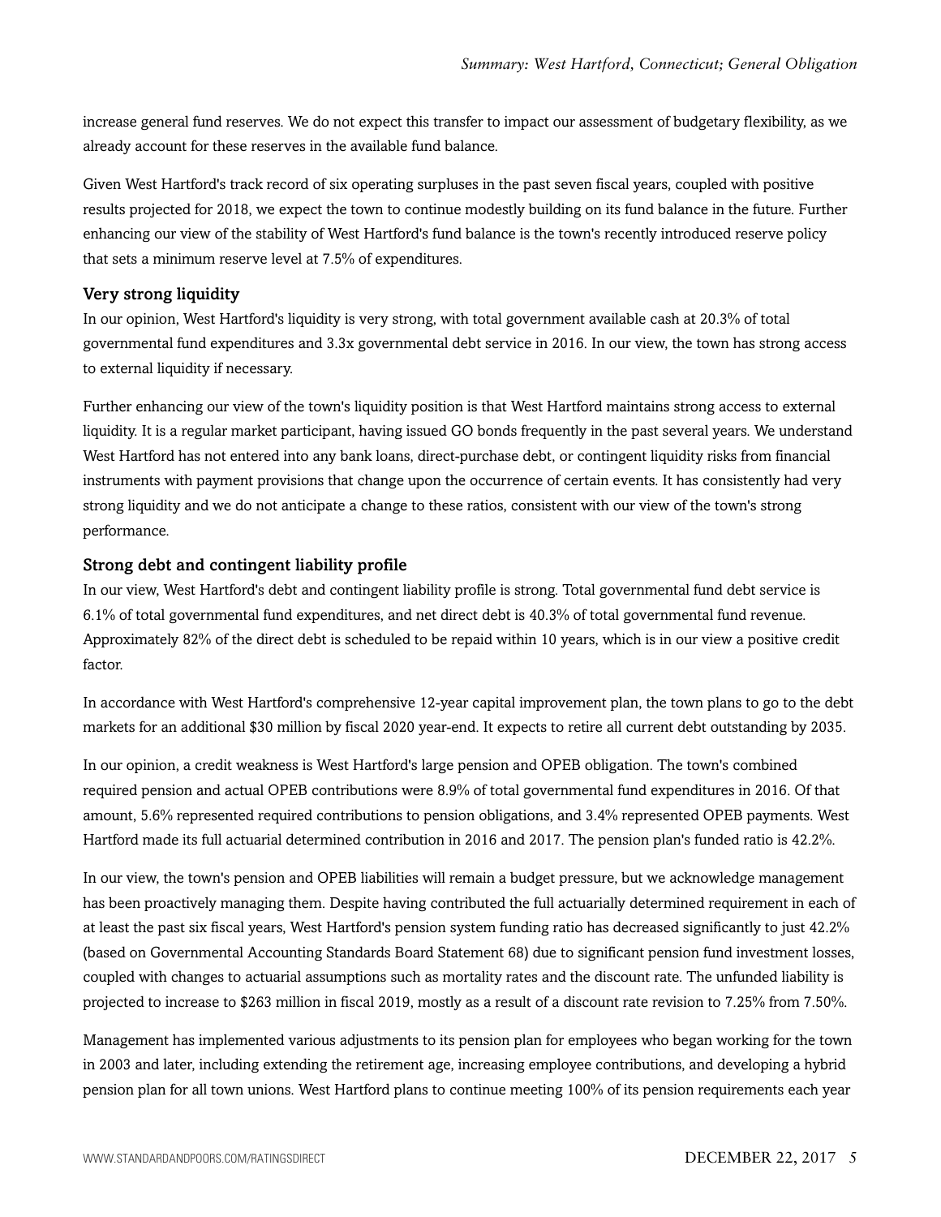increase general fund reserves. We do not expect this transfer to impact our assessment of budgetary flexibility, as we already account for these reserves in the available fund balance.

Given West Hartford's track record of six operating surpluses in the past seven fiscal years, coupled with positive results projected for 2018, we expect the town to continue modestly building on its fund balance in the future. Further enhancing our view of the stability of West Hartford's fund balance is the town's recently introduced reserve policy that sets a minimum reserve level at 7.5% of expenditures.

### Very strong liquidity

In our opinion, West Hartford's liquidity is very strong, with total government available cash at 20.3% of total governmental fund expenditures and 3.3x governmental debt service in 2016. In our view, the town has strong access to external liquidity if necessary.

Further enhancing our view of the town's liquidity position is that West Hartford maintains strong access to external liquidity. It is a regular market participant, having issued GO bonds frequently in the past several years. We understand West Hartford has not entered into any bank loans, direct-purchase debt, or contingent liquidity risks from financial instruments with payment provisions that change upon the occurrence of certain events. It has consistently had very strong liquidity and we do not anticipate a change to these ratios, consistent with our view of the town's strong performance.

### Strong debt and contingent liability profile

In our view, West Hartford's debt and contingent liability profile is strong. Total governmental fund debt service is 6.1% of total governmental fund expenditures, and net direct debt is 40.3% of total governmental fund revenue. Approximately 82% of the direct debt is scheduled to be repaid within 10 years, which is in our view a positive credit factor.

In accordance with West Hartford's comprehensive 12-year capital improvement plan, the town plans to go to the debt markets for an additional $30 million by fiscal 2020 year-end. It expects to retire all current debt outstanding by 2035.

In our opinion, a credit weakness is West Hartford's large pension and OPEB obligation. The town's combined required pension and actual OPEB contributions were 8.9% of total governmental fund expenditures in 2016. Of that amount, 5.6% represented required contributions to pension obligations, and 3.4% represented OPEB payments. West Hartford made its full actuarial determined contribution in 2016 and 2017. The pension plan's funded ratio is 42.2%.

In our view, the town's pension and OPEB liabilities will remain a budget pressure, but we acknowledge management has been proactively managing them. Despite having contributed the full actuarially determined requirement in each of at least the past six fiscal years, West Hartford's pension system funding ratio has decreased significantly to just 42.2% (based on Governmental Accounting Standards Board Statement 68) due to significant pension fund investment losses, coupled with changes to actuarial assumptions such as mortality rates and the discount rate. The unfunded liability is projected to increase to $263 million in fiscal 2019, mostly as a result of a discount rate revision to 7.25% from 7.50%.

Management has implemented various adjustments to its pension plan for employees who began working for the town in 2003 and later, including extending the retirement age, increasing employee contributions, and developing a hybrid pension plan for all town unions. West Hartford plans to continue meeting 100% of its pension requirements each year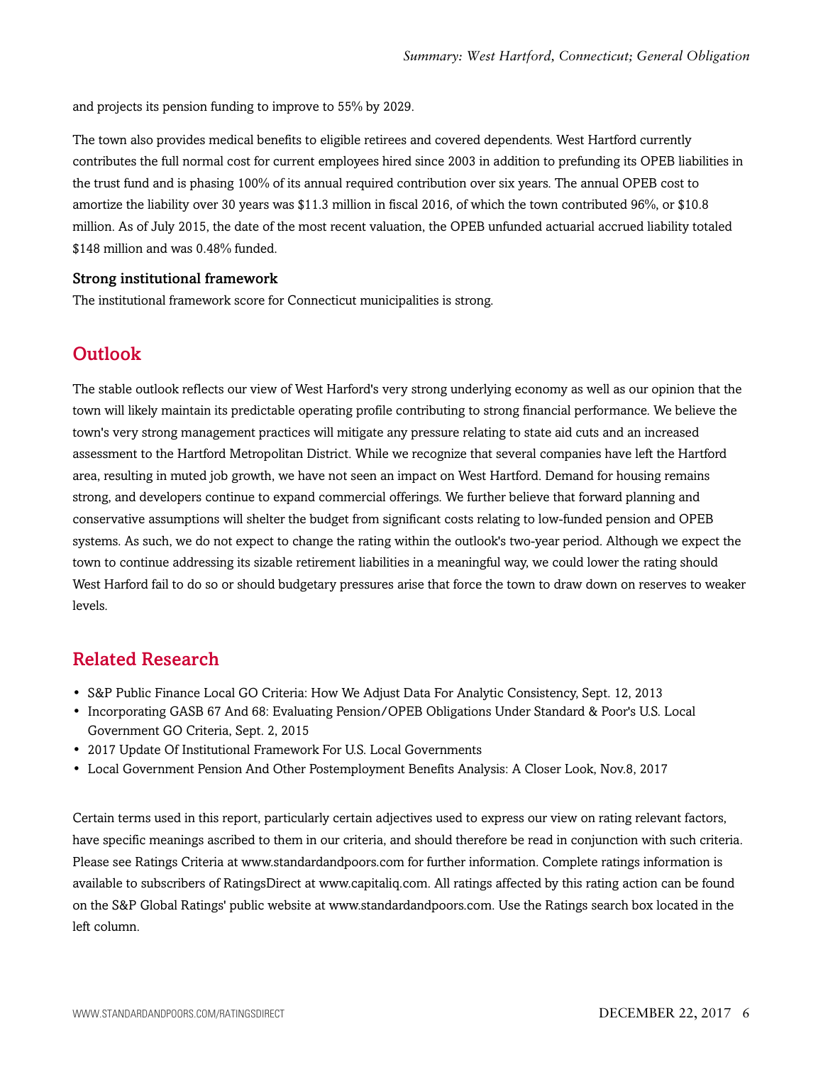and projects its pension funding to improve to 55% by 2029.

The town also provides medical benefits to eligible retirees and covered dependents. West Hartford currently contributes the full normal cost for current employees hired since 2003 in addition to prefunding its OPEB liabilities in the trust fund and is phasing 100% of its annual required contribution over six years. The annual OPEB cost to amortize the liability over 30 years was $11.3 million in fiscal 2016, of which the town contributed 96%, or $10.8 million. As of July 2015, the date of the most recent valuation, the OPEB unfunded actuarial accrued liability totaled $148 million and was 0.48% funded.

### Strong institutional framework

The institutional framework score for Connecticut municipalities is strong.

## Outlook

The stable outlook reflects our view of West Harford's very strong underlying economy as well as our opinion that the town will likely maintain its predictable operating profile contributing to strong financial performance. We believe the town's very strong management practices will mitigate any pressure relating to state aid cuts and an increased assessment to the Hartford Metropolitan District. While we recognize that several companies have left the Hartford area, resulting in muted job growth, we have not seen an impact on West Hartford. Demand for housing remains strong, and developers continue to expand commercial offerings. We further believe that forward planning and conservative assumptions will shelter the budget from significant costs relating to low-funded pension and OPEB systems. As such, we do not expect to change the rating within the outlook's two-year period. Although we expect the town to continue addressing its sizable retirement liabilities in a meaningful way, we could lower the rating should West Harford fail to do so or should budgetary pressures arise that force the town to draw down on reserves to weaker levels.

## Related Research

- S&P Public Finance Local GO Criteria: How We Adjust Data For Analytic Consistency, Sept. 12, 2013
- Incorporating GASB 67 And 68: Evaluating Pension/OPEB Obligations Under Standard & Poor's U.S. Local Government GO Criteria, Sept. 2, 2015
- 2017 Update Of Institutional Framework For U.S. Local Governments
- Local Government Pension And Other Postemployment Benefits Analysis: A Closer Look, Nov.8, 2017

Certain terms used in this report, particularly certain adjectives used to express our view on rating relevant factors, have specific meanings ascribed to them in our criteria, and should therefore be read in conjunction with such criteria. Please see Ratings Criteria at www.standardandpoors.com for further information. Complete ratings information is available to subscribers of RatingsDirect at www.capitaliq.com. All ratings affected by this rating action can be found on the S&P Global Ratings' public website at www.standardandpoors.com. Use the Ratings search box located in the left column.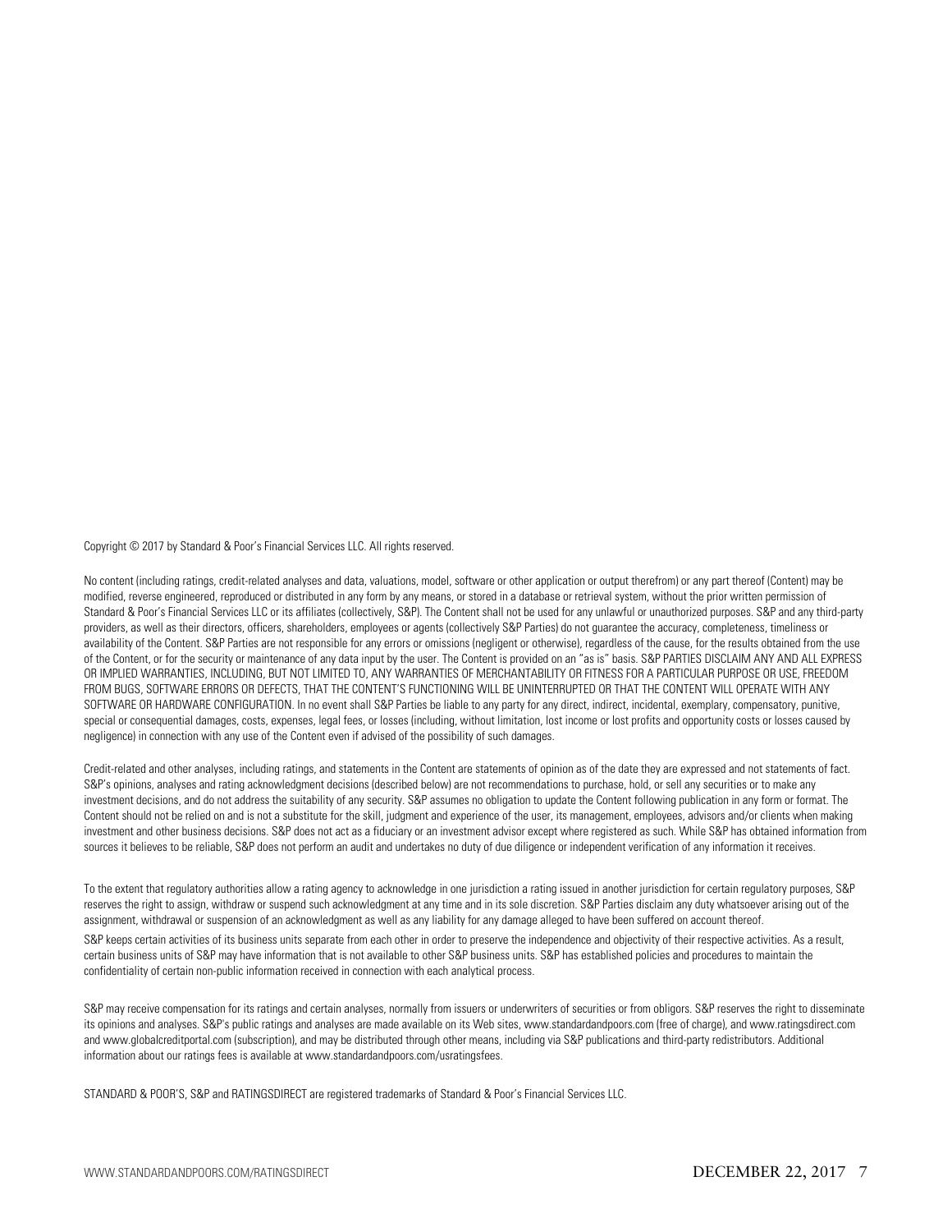Copyright © 2017 by Standard & Poor's Financial Services LLC. All rights reserved.

No content (including ratings, credit-related analyses and data, valuations, model, software or other application or output therefrom) or any part thereof (Content) may be modified, reverse engineered, reproduced or distributed in any form by any means, or stored in a database or retrieval system, without the prior written permission of Standard & Poor's Financial Services LLC or its affiliates (collectively, S&P). The Content shall not be used for any unlawful or unauthorized purposes. S&P and any third-party providers, as well as their directors, officers, shareholders, employees or agents (collectively S&P Parties) do not guarantee the accuracy, completeness, timeliness or availability of the Content. S&P Parties are not responsible for any errors or omissions (negligent or otherwise), regardless of the cause, for the results obtained from the use of the Content, or for the security or maintenance of any data input by the user. The Content is provided on an "as is" basis. S&P PARTIES DISCLAIM ANY AND ALL EXPRESS OR IMPLIED WARRANTIES, INCLUDING, BUT NOT LIMITED TO, ANY WARRANTIES OF MERCHANTABILITY OR FITNESS FOR A PARTICULAR PURPOSE OR USE, FREEDOM FROM BUGS, SOFTWARE ERRORS OR DEFECTS, THAT THE CONTENT'S FUNCTIONING WILL BE UNINTERRUPTED OR THAT THE CONTENT WILL OPERATE WITH ANY SOFTWARE OR HARDWARE CONFIGURATION. In no event shall S&P Parties be liable to any party for any direct, indirect, incidental, exemplary, compensatory, punitive, special or consequential damages, costs, expenses, legal fees, or losses (including, without limitation, lost income or lost profits and opportunity costs or losses caused by negligence) in connection with any use of the Content even if advised of the possibility of such damages.

Credit-related and other analyses, including ratings, and statements in the Content are statements of opinion as of the date they are expressed and not statements of fact. S&P's opinions, analyses and rating acknowledgment decisions (described below) are not recommendations to purchase, hold, or sell any securities or to make any investment decisions, and do not address the suitability of any security. S&P assumes no obligation to update the Content following publication in any form or format. The Content should not be relied on and is not a substitute for the skill, judgment and experience of the user, its management, employees, advisors and/or clients when making investment and other business decisions. S&P does not act as a fiduciary or an investment advisor except where registered as such. While S&P has obtained information from sources it believes to be reliable, S&P does not perform an audit and undertakes no duty of due diligence or independent verification of any information it receives.

To the extent that regulatory authorities allow a rating agency to acknowledge in one jurisdiction a rating issued in another jurisdiction for certain regulatory purposes, S&P reserves the right to assign, withdraw or suspend such acknowledgment at any time and in its sole discretion. S&P Parties disclaim any duty whatsoever arising out of the assignment, withdrawal or suspension of an acknowledgment as well as any liability for any damage alleged to have been suffered on account thereof.

S&P keeps certain activities of its business units separate from each other in order to preserve the independence and objectivity of their respective activities. As a result, certain business units of S&P may have information that is not available to other S&P business units. S&P has established policies and procedures to maintain the confidentiality of certain non-public information received in connection with each analytical process.

S&P may receive compensation for its ratings and certain analyses, normally from issuers or underwriters of securities or from obligors. S&P reserves the right to disseminate its opinions and analyses. S&P's public ratings and analyses are made available on its Web sites, www.standardandpoors.com (free of charge), and www.ratingsdirect.com and www.globalcreditportal.com (subscription), and may be distributed through other means, including via S&P publications and third-party redistributors. Additional information about our ratings fees is available at www.standardandpoors.com/usratingsfees.

STANDARD & POOR'S, S&P and RATINGSDIRECT are registered trademarks of Standard & Poor's Financial Services LLC.